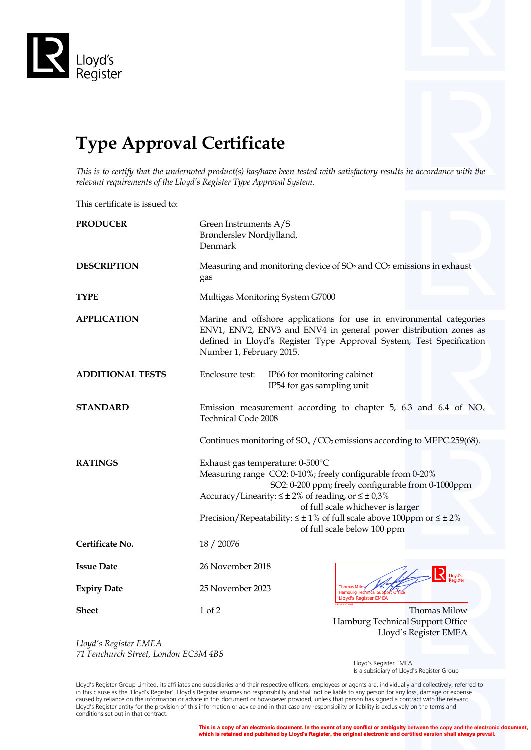Lloyd's Register

# Type Approval Certificate

*This is to certify that the undernoted product(s) has/have been tested with satisfactory results in accordance with the relevant requirements of the Lloyd's Register Type Approval System.*

This certificate is issued to:

**PRODUCER**
Green Instruments A/S
Brønderslev Nordjylland,
Denmark

**DESCRIPTION**
Measuring and monitoring device of $SO_2$ and $CO_2$ emissions in exhaust gas

**TYPE**
Multigas Monitoring System G7000

**APPLICATION**
Marine and offshore applications for use in environmental categories ENV1, ENV2, ENV3 and ENV4 in general power distribution zones as defined in Lloyd's Register Type Approval System, Test Specification Number 1, February 2015.

**ADDITIONAL TESTS**
Enclosure test: IP66 for monitoring cabinet
IP54 for gas sampling unit

**STANDARD**
Emission measurement according to chapter 5, 6.3 and 6.4 of $NO_x$ Technical Code 2008

Continues monitoring of $SO_x$ / $CO_2$ emissions according to MEPC.259(68).

**RATINGS**
Exhaust gas temperature: 0-500°C
Measuring range CO2: 0-10%; freely configurable from 0-20%
SO2: 0-200 ppm; freely configurable from 0-1000ppm
Accuracy/Linearity: ≤ ± 2% of reading, or ≤ ± 0,3% of full scale whichever is larger
Precision/Repeatability: ≤ ± 1% of full scale above 100ppm or ≤ ± 2% of full scale below 100 ppm

**Certificate No.** 18 / 20076

**Issue Date** 26 November 2018

**Expiry Date** 25 November 2023

**Sheet** 1 of 2

Thomas Milow
Hamburg Technical Support Office
Lloyd's Register EMEA

*Lloyd's Register EMEA*
*71 Fenchurch Street, London EC3M 4BS*

Lloyd's Register EMEA
Is a subsidiary of Lloyd's Register Group

Lloyd's Register Group Limited, its affiliates and subsidiaries and their respective officers, employees or agents are, individually and collectively, referred to in this clause as the 'Lloyd's Register'. Lloyd's Register assumes no responsibility and shall not be liable to any person for any loss, damage or expense caused by reliance on the information or advice in this document or howsoever provided, unless that person has signed a contract with the relevant Lloyd's Register entity for the provision of this information or advice and in that case any responsibility or liability is exclusively on the terms and conditions set out in that contract.

**This is a copy of an electronic document. In the event of any conflict or ambiguity between the copy and the electronic document, which is retained and published by Lloyd's Register, the original electronic and certified version shall always prevail.**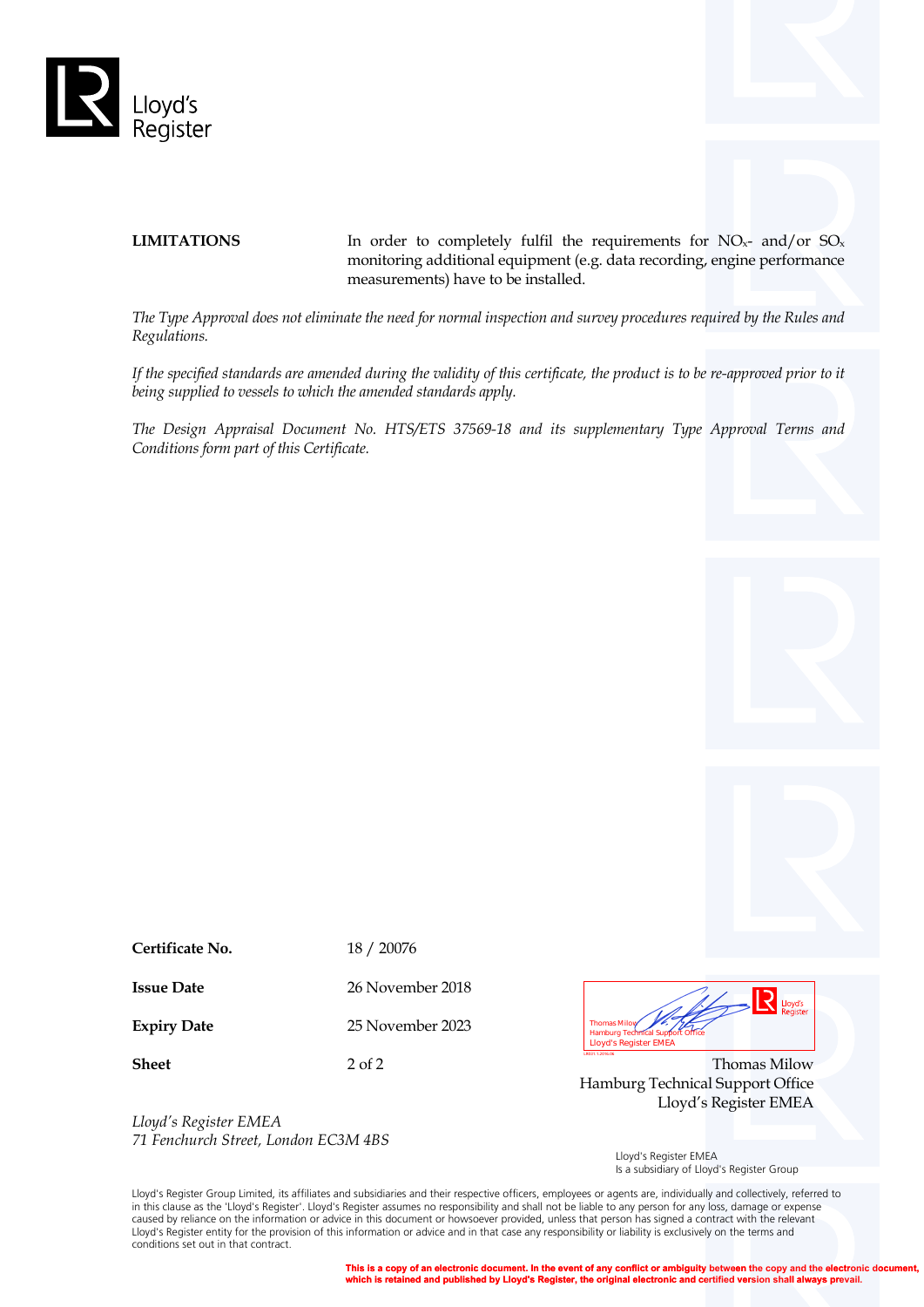Lloyd's Register

**LIMITATIONS**

In order to completely fulfil the requirements for $NO_x$- and/or $SO_x$ monitoring additional equipment (e.g. data recording, engine performance measurements) have to be installed.

*The Type Approval does not eliminate the need for normal inspection and survey procedures required by the Rules and Regulations.*

*If the specified standards are amended during the validity of this certificate, the product is to be re-approved prior to it being supplied to vessels to which the amended standards apply.*

*The Design Appraisal Document No. HTS/ETS 37569-18 and its supplementary Type Approval Terms and Conditions form part of this Certificate.*

| | |
|---|---|
| **Certificate No.** | 18 / 20076 |
| **Issue Date** | 26 November 2018 |
| **Expiry Date** | 25 November 2023 |
| **Sheet** | 2 of 2 |

Thomas Milow
Hamburg Technical Support Office
Lloyd's Register EMEA

Thomas Milow
Hamburg Technical Support Office
Lloyd's Register EMEA

*Lloyd's Register EMEA*
*71 Fenchurch Street, London EC3M 4BS*

Lloyd's Register EMEA
Is a subsidiary of Lloyd's Register Group

Lloyd's Register Group Limited, its affiliates and subsidiaries and their respective officers, employees or agents are, individually and collectively, referred to in this clause as the 'Lloyd's Register'. Lloyd's Register assumes no responsibility and shall not be liable to any person for any loss, damage or expense caused by reliance on the information or advice in this document or howsoever provided, unless that person has signed a contract with the relevant Lloyd's Register entity for the provision of this information or advice and in that case any responsibility or liability is exclusively on the terms and conditions set out in that contract.

**This is a copy of an electronic document. In the event of any conflict or ambiguity between the copy and the electronic document, which is retained and published by Lloyd's Register, the original electronic and certified version shall always prevail.**